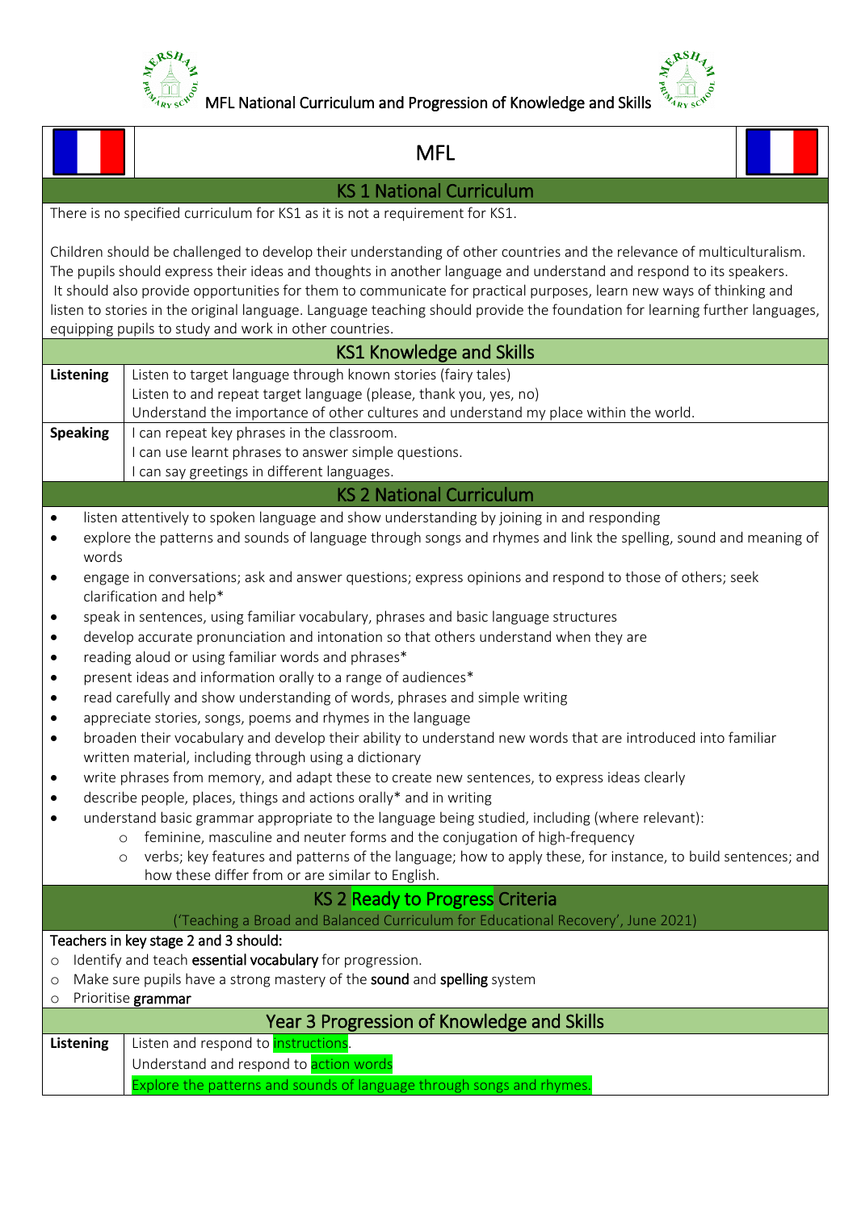# MFL National Curriculum and Progression of Knowledge and Skills

## MFL

### KS 1 National Curriculum

There is no specified curriculum for KS1 as it is not a requirement for KS1.

Children should be challenged to develop their understanding of other countries and the relevance of multiculturalism. The pupils should express their ideas and thoughts in another language and understand and respond to its speakers. It should also provide opportunities for them to communicate for practical purposes, learn new ways of thinking and listen to stories in the original language. Language teaching should provide the foundation for learning further languages, equipping pupils to study and work in other countries.

### KS1 Knowledge and Skills

| | |
|---|---|
| **Listening** | Listen to target language through known stories (fairy tales)<br>Listen to and repeat target language (please, thank you, yes, no)<br>Understand the importance of other cultures and understand my place within the world. |
| **Speaking** | I can repeat key phrases in the classroom.<br>I can use learnt phrases to answer simple questions.<br>I can say greetings in different languages. |

### KS 2 National Curriculum

- listen attentively to spoken language and show understanding by joining in and responding
- explore the patterns and sounds of language through songs and rhymes and link the spelling, sound and meaning of words
- engage in conversations; ask and answer questions; express opinions and respond to those of others; seek clarification and help*
- speak in sentences, using familiar vocabulary, phrases and basic language structures
- develop accurate pronunciation and intonation so that others understand when they are
- reading aloud or using familiar words and phrases*
- present ideas and information orally to a range of audiences*
- read carefully and show understanding of words, phrases and simple writing
- appreciate stories, songs, poems and rhymes in the language
- broaden their vocabulary and develop their ability to understand new words that are introduced into familiar written material, including through using a dictionary
- write phrases from memory, and adapt these to create new sentences, to express ideas clearly
- describe people, places, things and actions orally* and in writing
- understand basic grammar appropriate to the language being studied, including (where relevant):
  - feminine, masculine and neuter forms and the conjugation of high-frequency
  - verbs; key features and patterns of the language; how to apply these, for instance, to build sentences; and how these differ from or are similar to English.

### KS 2 Ready to Progress Criteria

('Teaching a Broad and Balanced Curriculum for Educational Recovery', June 2021)

Teachers in key stage 2 and 3 should:

- Identify and teach **essential vocabulary** for progression.
- Make sure pupils have a strong mastery of the **sound** and **spelling** system
- Prioritise **grammar**

### Year 3 Progression of Knowledge and Skills

| | |
|---|---|
| **Listening** | Listen and respond to instructions.<br>Understand and respond to action words<br>Explore the patterns and sounds of language through songs and rhymes. |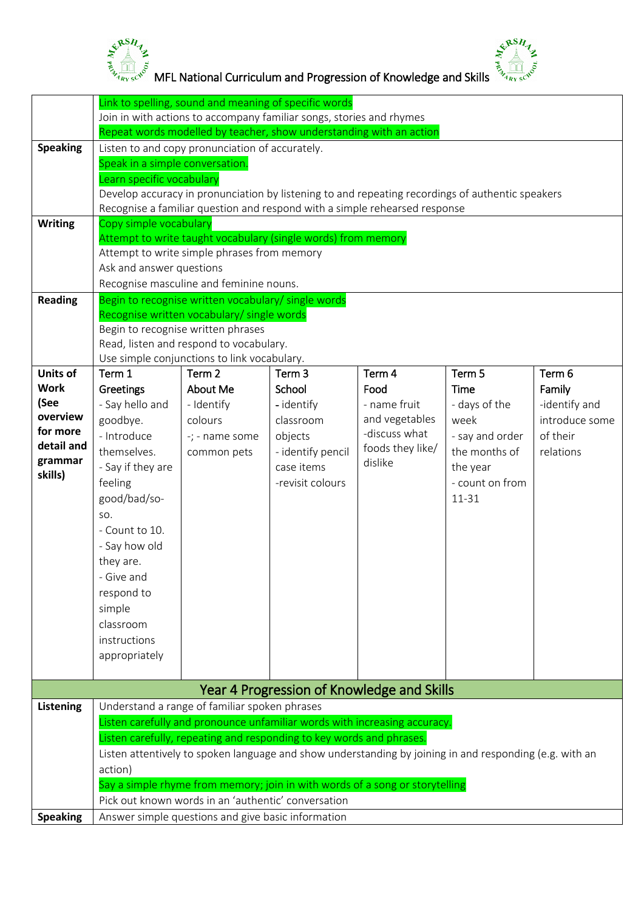# MFL National Curriculum and Progression of Knowledge and Skills

| | | | | | | |
|---|---|---|---|---|---|---|
| | Link to spelling, sound and meaning of specific words<br>Join in with actions to accompany familiar songs, stories and rhymes<br>Repeat words modelled by teacher, show understanding with an action | | | | | |
| **Speaking** | Listen to and copy pronunciation of accurately.<br>Speak in a simple conversation.<br>Learn specific vocabulary<br>Develop accuracy in pronunciation by listening to and repeating recordings of authentic speakers<br>Recognise a familiar question and respond with a simple rehearsed response | | | | | |
| **Writing** | Copy simple vocabulary<br>Attempt to write taught vocabulary (single words) from memory<br>Attempt to write simple phrases from memory<br>Ask and answer questions<br>Recognise masculine and feminine nouns. | | | | | |
| **Reading** | Begin to recognise written vocabulary/ single words<br>Recognise written vocabulary/ single words<br>Begin to recognise written phrases<br>Read, listen and respond to vocabulary.<br>Use simple conjunctions to link vocabulary. | | | | | |
| **Units of Work (See overview for more detail and grammar skills)** | Term 1<br>Greetings<br>- Say hello and goodbye.<br>- Introduce themselves.<br>- Say if they are feeling good/bad/so-so.<br>- Count to 10.<br>- Say how old they are.<br>- Give and respond to simple classroom instructions appropriately | Term 2<br>About Me<br>- Identify colours<br>-; - name some common pets | Term 3<br>School<br>- identify classroom objects<br>- identify pencil case items<br>-revisit colours | Term 4<br>Food<br>- name fruit and vegetables<br>-discuss what foods they like/ dislike | Term 5<br>Time<br>- days of the week<br>- say and order the months of the year<br>- count on from 11-31 | Term 6<br>Family<br>-identify and introduce some of their relations |

## Year 4 Progression of Knowledge and Skills

| | |
|---|---|
| **Listening** | Understand a range of familiar spoken phrases<br>Listen carefully and pronounce unfamiliar words with increasing accuracy.<br>Listen carefully, repeating and responding to key words and phrases.<br>Listen attentively to spoken language and show understanding by joining in and responding (e.g. with an action)<br>Say a simple rhyme from memory; join in with words of a song or storytelling<br>Pick out known words in an 'authentic' conversation |
| **Speaking** | Answer simple questions and give basic information |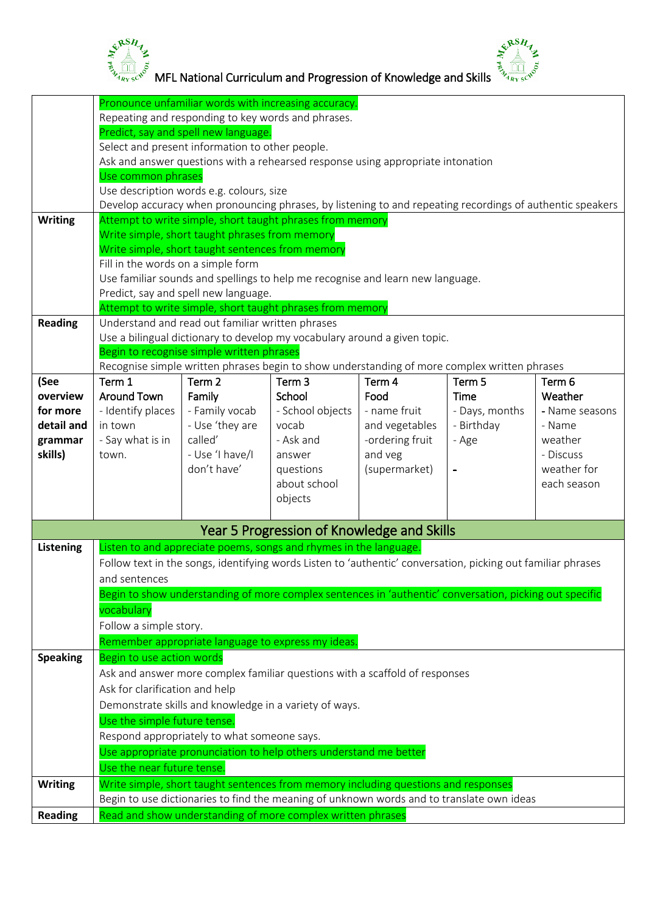# MFL National Curriculum and Progression of Knowledge and Skills

| | | | | | | |
|---|---|---|---|---|---|---|
| | Pronounce unfamiliar words with increasing accuracy.<br>Repeating and responding to key words and phrases.<br>Predict, say and spell new language.<br>Select and present information to other people.<br>Ask and answer questions with a rehearsed response using appropriate intonation<br>Use common phrases<br>Use description words e.g. colours, size<br>Develop accuracy when pronouncing phrases, by listening to and repeating recordings of authentic speakers | | | | | |
| **Writing** | Attempt to write simple, short taught phrases from memory<br>Write simple, short taught phrases from memory<br>Write simple, short taught sentences from memory<br>Fill in the words on a simple form<br>Use familiar sounds and spellings to help me recognise and learn new language.<br>Predict, say and spell new language.<br>Attempt to write simple, short taught phrases from memory | | | | | |
| **Reading** | Understand and read out familiar written phrases<br>Use a bilingual dictionary to develop my vocabulary around a given topic.<br>Begin to recognise simple written phrases<br>Recognise simple written phrases begin to show understanding of more complex written phrases | | | | | |
| **(See overview for more detail and grammar skills)** | Term 1<br>Around Town<br>- Identify places in town<br>- Say what is in town. | Term 2<br>Family<br>- Family vocab<br>- Use 'they are called'<br>- Use 'I have/I don't have' | Term 3<br>School<br>- School objects vocab<br>- Ask and answer questions about school objects | Term 4<br>Food<br>- name fruit and vegetables<br>-ordering fruit and veg (supermarket) | Term 5<br>Time<br>- Days, months<br>- Birthday<br>- Age<br>- | Term 6<br>Weather<br>- Name seasons<br>- Name weather<br>- Discuss weather for each season |

## Year 5 Progression of Knowledge and Skills

| | |
|---|---|
| **Listening** | Listen to and appreciate poems, songs and rhymes in the language.<br>Follow text in the songs, identifying words Listen to 'authentic' conversation, picking out familiar phrases and sentences<br>Begin to show understanding of more complex sentences in 'authentic' conversation, picking out specific vocabulary<br>Follow a simple story.<br>Remember appropriate language to express my ideas. |
| **Speaking** | Begin to use action words<br>Ask and answer more complex familiar questions with a scaffold of responses<br>Ask for clarification and help<br>Demonstrate skills and knowledge in a variety of ways.<br>Use the simple future tense.<br>Respond appropriately to what someone says.<br>Use appropriate pronunciation to help others understand me better<br>Use the near future tense. |
| **Writing** | Write simple, short taught sentences from memory including questions and responses<br>Begin to use dictionaries to find the meaning of unknown words and to translate own ideas |
| **Reading** | Read and show understanding of more complex written phrases |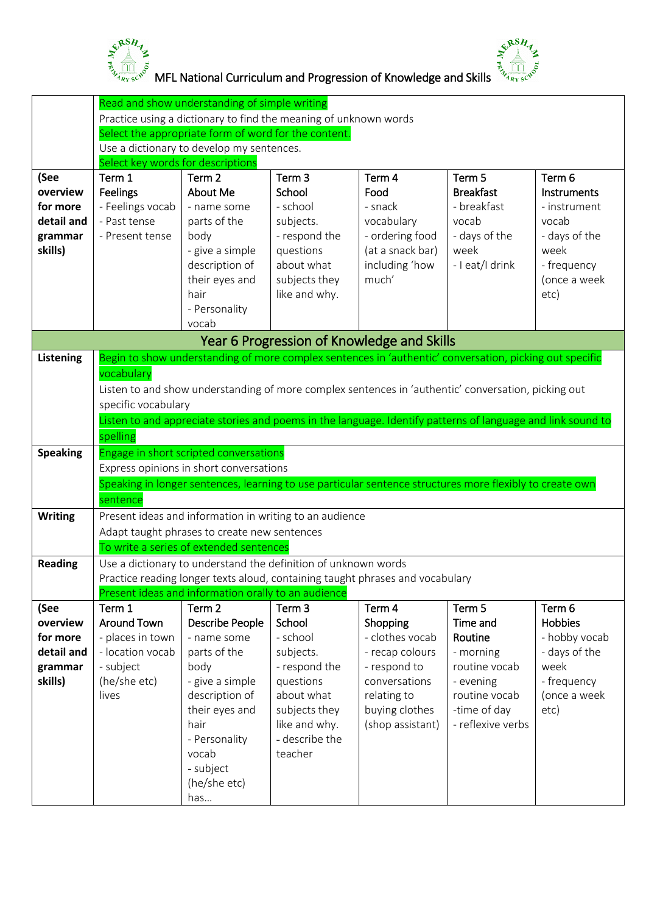MFL National Curriculum and Progression of Knowledge and Skills

| | | | | | | |
|---|---|---|---|---|---|---|
| | Read and show understanding of simple writing<br>Practice using a dictionary to find the meaning of unknown words<br>Select the appropriate form of word for the content.<br>Use a dictionary to develop my sentences.<br>Select key words for descriptions | | | | | |
| **(See overview for more detail and grammar skills)** | Term 1<br>**Feelings**<br>- Feelings vocab<br>- Past tense<br>- Present tense | Term 2<br>**About Me**<br>- name some parts of the body<br>- give a simple description of their eyes and hair<br>- Personality vocab | Term 3<br>**School**<br>- school subjects.<br>- respond the questions about what subjects they like and why. | Term 4<br>**Food**<br>- snack vocabulary<br>- ordering food (at a snack bar) including 'how much' | Term 5<br>**Breakfast**<br>- breakfast vocab<br>- days of the week<br>- I eat/I drink | Term 6<br>**Instruments**<br>- instrument vocab<br>- days of the week<br>- frequency (once a week etc) |

## Year 6 Progression of Knowledge and Skills

| | | | | | | |
|---|---|---|---|---|---|---|
| **Listening** | Begin to show understanding of more complex sentences in 'authentic' conversation, picking out specific vocabulary<br>Listen to and show understanding of more complex sentences in 'authentic' conversation, picking out specific vocabulary<br>Listen to and appreciate stories and poems in the language. Identify patterns of language and link sound to spelling | | | | | |
| **Speaking** | Engage in short scripted conversations<br>Express opinions in short conversations<br>Speaking in longer sentences, learning to use particular sentence structures more flexibly to create own sentence | | | | | |
| **Writing** | Present ideas and information in writing to an audience<br>Adapt taught phrases to create new sentences<br>To write a series of extended sentences | | | | | |
| **Reading** | Use a dictionary to understand the definition of unknown words<br>Practice reading longer texts aloud, containing taught phrases and vocabulary<br>Present ideas and information orally to an audience | | | | | |
| **(See overview for more detail and grammar skills)** | Term 1<br>**Around Town**<br>- places in town<br>- location vocab<br>- subject (he/she etc) lives | Term 2<br>**Describe People**<br>- name some parts of the body<br>- give a simple description of their eyes and hair<br>- Personality vocab<br>- subject (he/she etc) has… | Term 3<br>**School**<br>- school subjects.<br>- respond the questions about what subjects they like and why.<br>- describe the teacher | Term 4<br>**Shopping**<br>- clothes vocab<br>- recap colours<br>- respond to conversations relating to buying clothes (shop assistant) | Term 5<br>**Time and Routine**<br>- morning routine vocab<br>- evening routine vocab<br>-time of day<br>- reflexive verbs | Term 6<br>**Hobbies**<br>- hobby vocab<br>- days of the week<br>- frequency (once a week etc) |